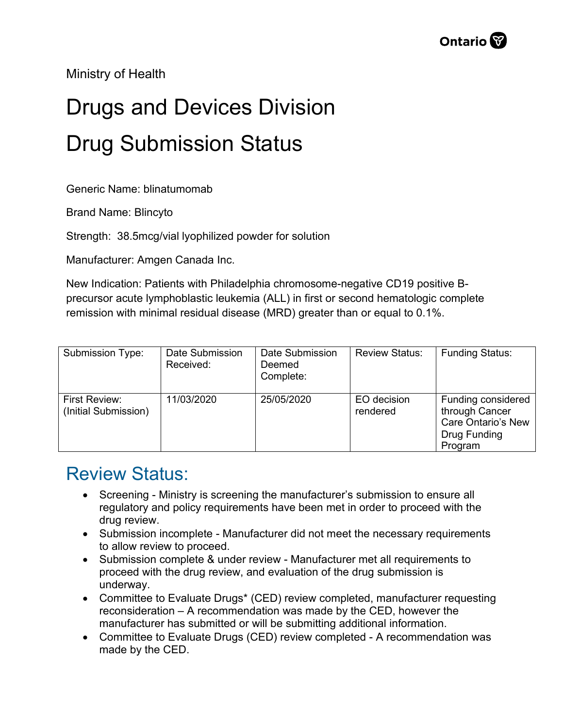Ministry of Health

# Drugs and Devices Division

# Drug Submission Status

Generic Name: blinatumomab

Brand Name: Blincyto

Strength: 38.5mcg/vial lyophilized powder for solution

Manufacturer: Amgen Canada Inc.

New Indication: Patients with Philadelphia chromosome-negative CD19 positive B-precursor acute lymphoblastic leukemia (ALL) in first or second hematologic complete remission with minimal residual disease (MRD) greater than or equal to 0.1%.

| Submission Type: | Date Submission Received: | Date Submission Deemed Complete: | Review Status: | Funding Status: |
| --- | --- | --- | --- | --- |
| First Review: (Initial Submission) | 11/03/2020 | 25/05/2020 | EO decision rendered | Funding considered through Cancer Care Ontario's New Drug Funding Program |

## Review Status:

- Screening - Ministry is screening the manufacturer's submission to ensure all regulatory and policy requirements have been met in order to proceed with the drug review.
- Submission incomplete - Manufacturer did not meet the necessary requirements to allow review to proceed.
- Submission complete & under review - Manufacturer met all requirements to proceed with the drug review, and evaluation of the drug submission is underway.
- Committee to Evaluate Drugs* (CED) review completed, manufacturer requesting reconsideration – A recommendation was made by the CED, however the manufacturer has submitted or will be submitting additional information.
- Committee to Evaluate Drugs (CED) review completed - A recommendation was made by the CED.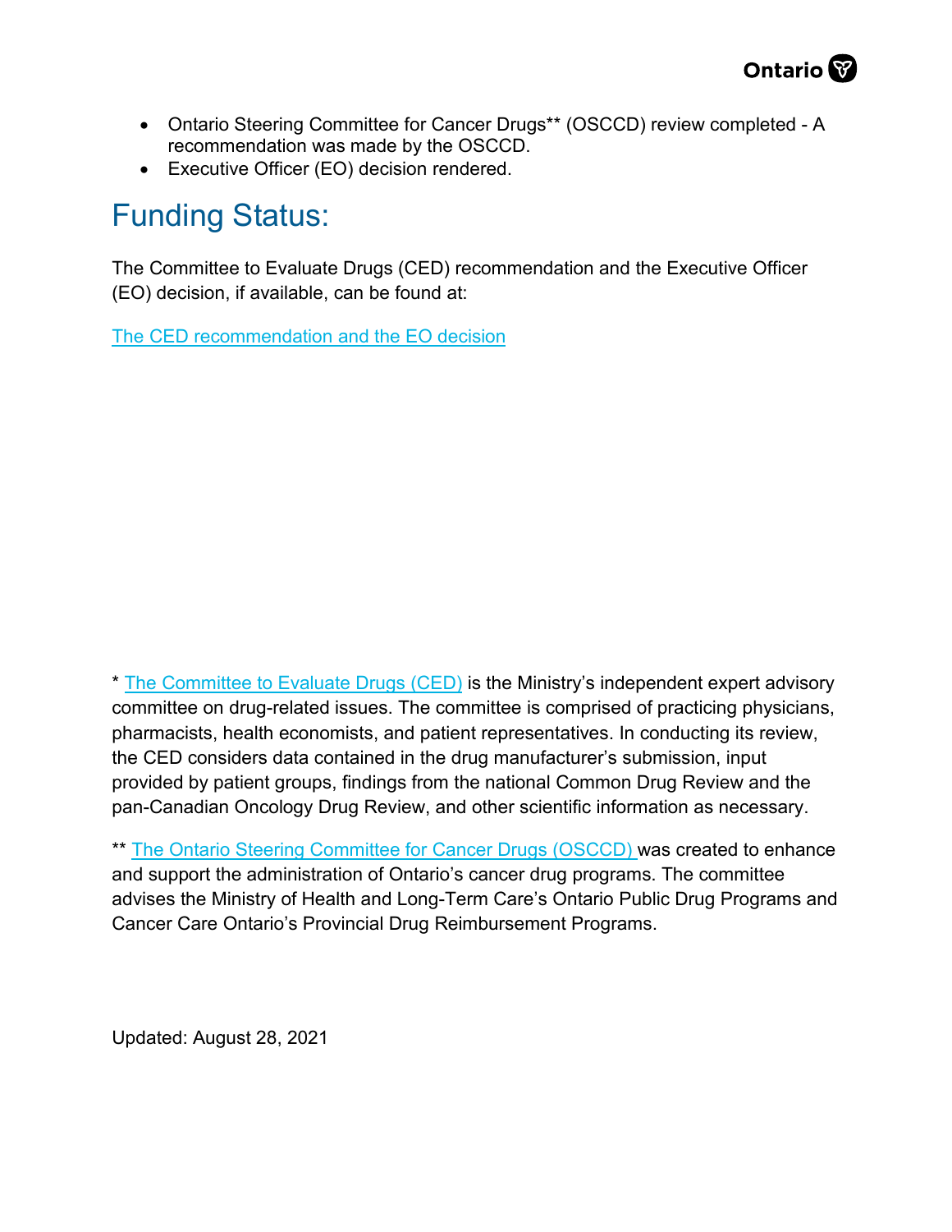- Ontario Steering Committee for Cancer Drugs** (OSCCD) review completed - A recommendation was made by the OSCCD.
- Executive Officer (EO) decision rendered.

## Funding Status:

The Committee to Evaluate Drugs (CED) recommendation and the Executive Officer (EO) decision, if available, can be found at:

The CED recommendation and the EO decision

* The Committee to Evaluate Drugs (CED) is the Ministry's independent expert advisory committee on drug-related issues. The committee is comprised of practicing physicians, pharmacists, health economists, and patient representatives. In conducting its review, the CED considers data contained in the drug manufacturer's submission, input provided by patient groups, findings from the national Common Drug Review and the pan-Canadian Oncology Drug Review, and other scientific information as necessary.

** The Ontario Steering Committee for Cancer Drugs (OSCCD) was created to enhance and support the administration of Ontario's cancer drug programs. The committee advises the Ministry of Health and Long-Term Care's Ontario Public Drug Programs and Cancer Care Ontario's Provincial Drug Reimbursement Programs.

Updated: August 28, 2021